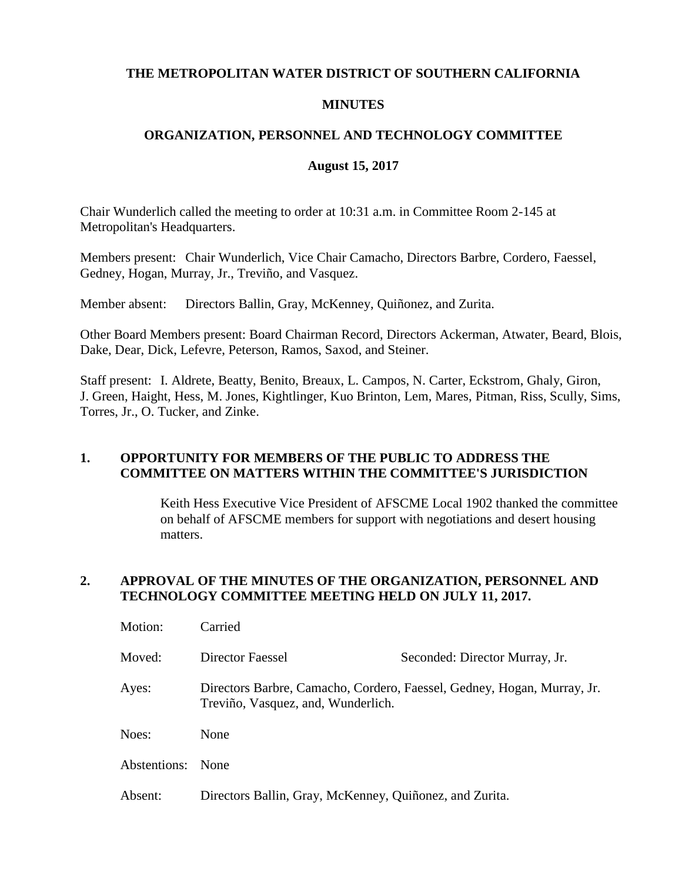# THE METROPOLITAN WATER DISTRICT OF SOUTHERN CALIFORNIA

## MINUTES

## ORGANIZATION, PERSONNEL AND TECHNOLOGY COMMITTEE

### August 15, 2017

Chair Wunderlich called the meeting to order at 10:31 a.m. in Committee Room 2-145 at Metropolitan's Headquarters.

Members present: Chair Wunderlich, Vice Chair Camacho, Directors Barbre, Cordero, Faessel, Gedney, Hogan, Murray, Jr., Treviño, and Vasquez.

Member absent: Directors Ballin, Gray, McKenney, Quiñonez, and Zurita.

Other Board Members present: Board Chairman Record, Directors Ackerman, Atwater, Beard, Blois, Dake, Dear, Dick, Lefevre, Peterson, Ramos, Saxod, and Steiner.

Staff present: I. Aldrete, Beatty, Benito, Breaux, L. Campos, N. Carter, Eckstrom, Ghaly, Giron, J. Green, Haight, Hess, M. Jones, Kightlinger, Kuo Brinton, Lem, Mares, Pitman, Riss, Scully, Sims, Torres, Jr., O. Tucker, and Zinke.

**1. OPPORTUNITY FOR MEMBERS OF THE PUBLIC TO ADDRESS THE COMMITTEE ON MATTERS WITHIN THE COMMITTEE'S JURISDICTION**

Keith Hess Executive Vice President of AFSCME Local 1902 thanked the committee on behalf of AFSCME members for support with negotiations and desert housing matters.

**2. APPROVAL OF THE MINUTES OF THE ORGANIZATION, PERSONNEL AND TECHNOLOGY COMMITTEE MEETING HELD ON JULY 11, 2017.**

Motion: Carried

Moved: Director Faessel — Seconded: Director Murray, Jr.

Ayes: Directors Barbre, Camacho, Cordero, Faessel, Gedney, Hogan, Murray, Jr. Treviño, Vasquez, and, Wunderlich.

Noes: None

Abstentions: None

Absent: Directors Ballin, Gray, McKenney, Quiñonez, and Zurita.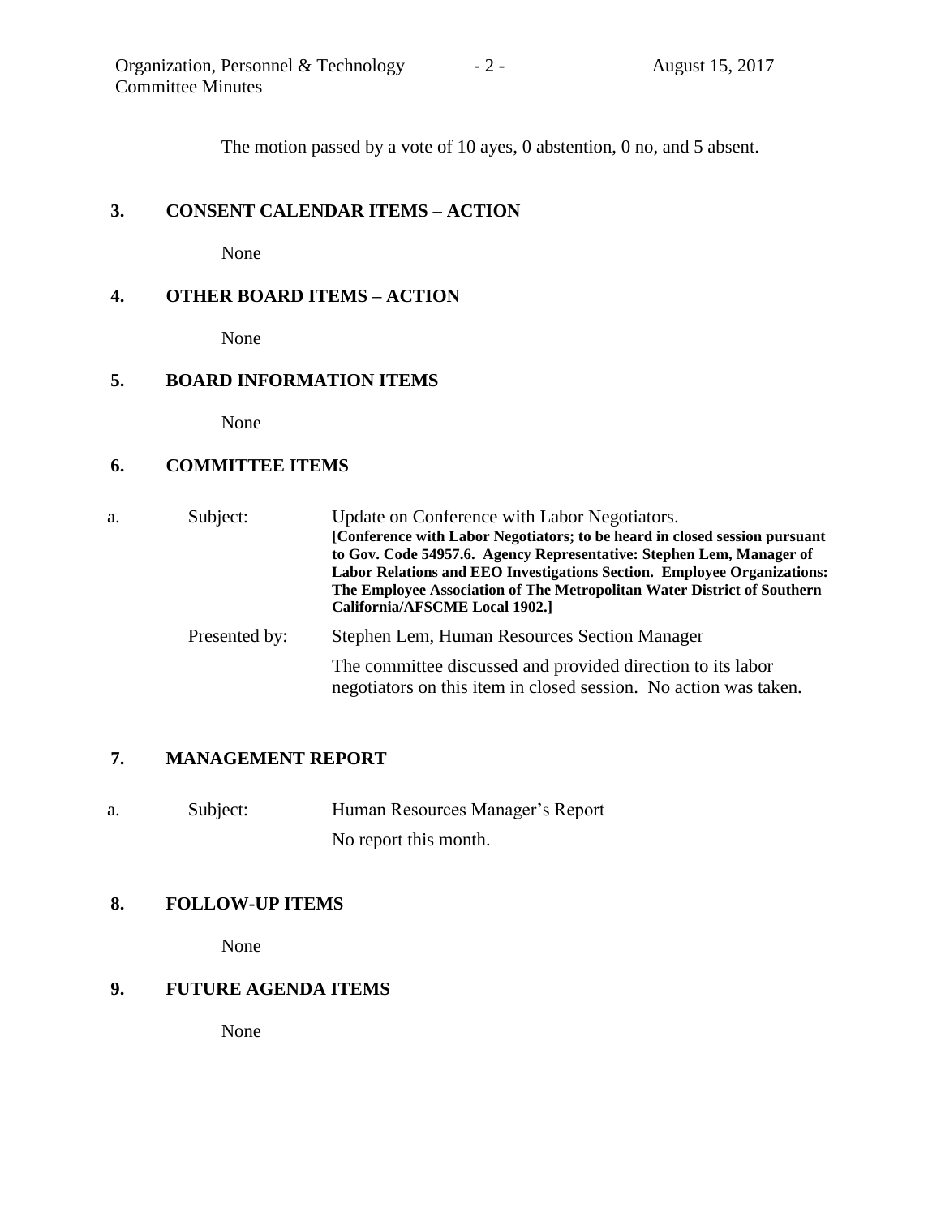The motion passed by a vote of 10 ayes, 0 abstention, 0 no, and 5 absent.

## 3. CONSENT CALENDAR ITEMS – ACTION

None

## 4. OTHER BOARD ITEMS – ACTION

None

## 5. BOARD INFORMATION ITEMS

None

## 6. COMMITTEE ITEMS

a. Subject: Update on Conference with Labor Negotiators.
**[Conference with Labor Negotiators; to be heard in closed session pursuant to Gov. Code 54957.6. Agency Representative: Stephen Lem, Manager of Labor Relations and EEO Investigations Section. Employee Organizations: The Employee Association of The Metropolitan Water District of Southern California/AFSCME Local 1902.]**

Presented by: Stephen Lem, Human Resources Section Manager

The committee discussed and provided direction to its labor negotiators on this item in closed session. No action was taken.

## 7. MANAGEMENT REPORT

a. Subject: Human Resources Manager's Report

No report this month.

## 8. FOLLOW-UP ITEMS

None

## 9. FUTURE AGENDA ITEMS

None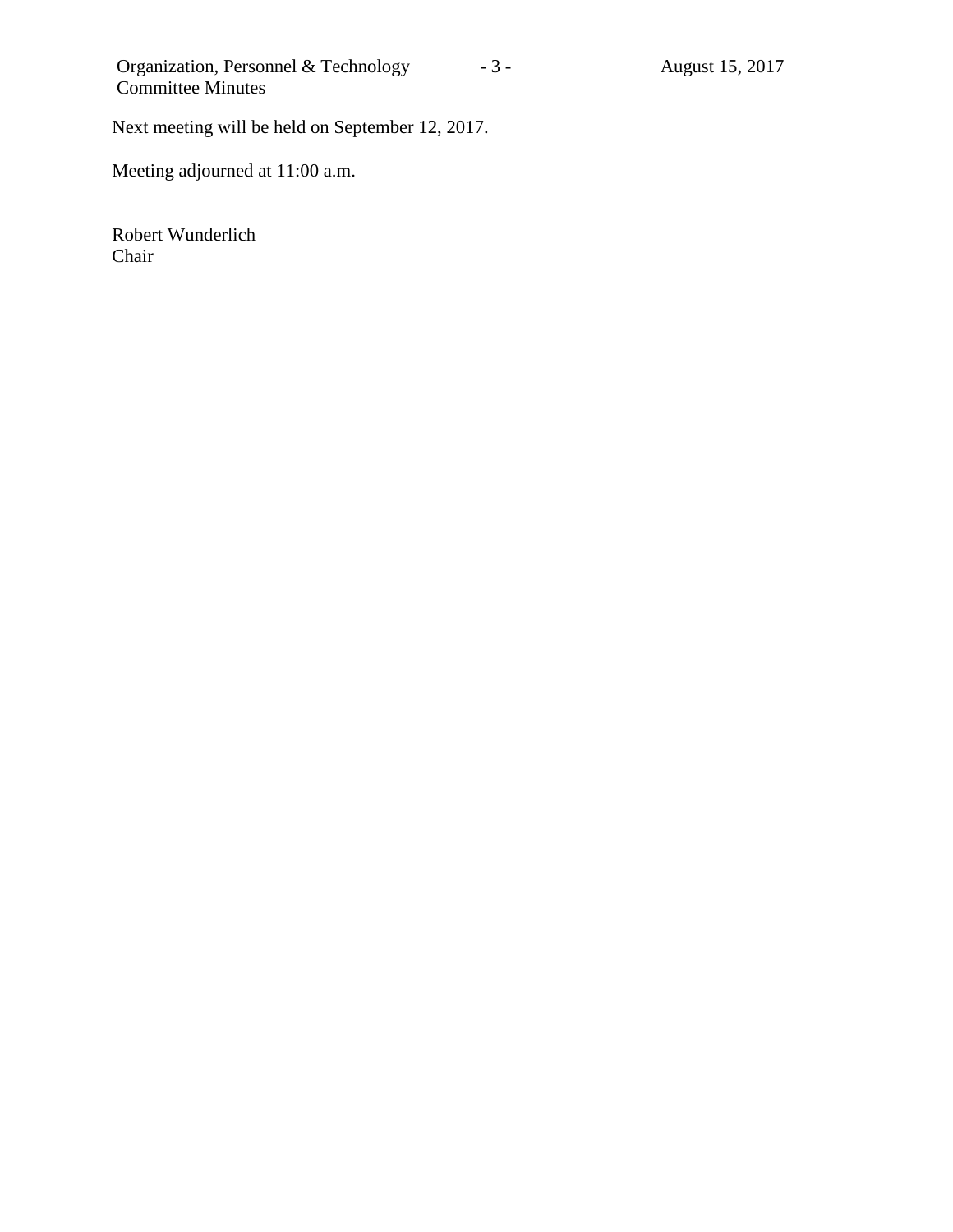Next meeting will be held on September 12, 2017.

Meeting adjourned at 11:00 a.m.

Robert Wunderlich
Chair